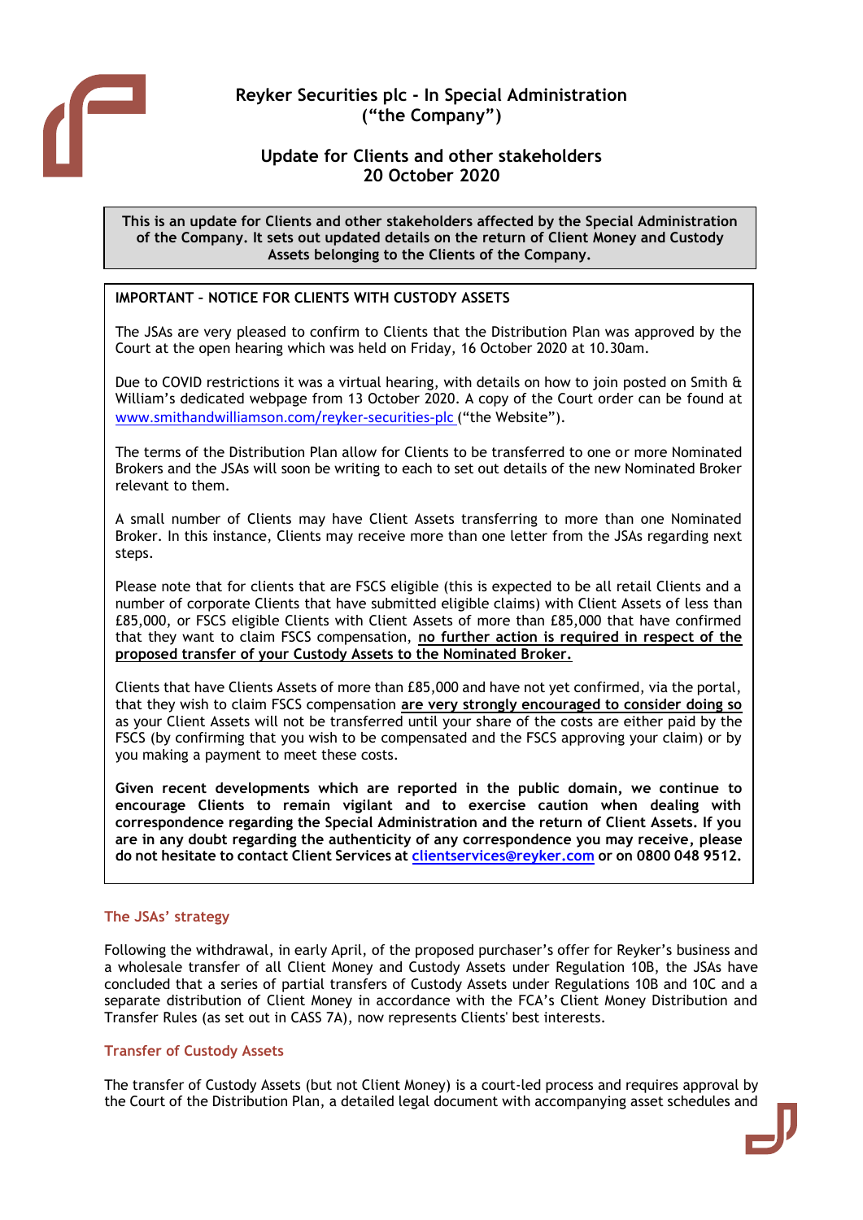# Reyker Securities plc - In Special Administration ("the Company")

## Update for Clients and other stakeholders 20 October 2020

**This is an update for Clients and other stakeholders affected by the Special Administration of the Company. It sets out updated details on the return of Client Money and Custody Assets belonging to the Clients of the Company.**

**IMPORTANT – NOTICE FOR CLIENTS WITH CUSTODY ASSETS**

The JSAs are very pleased to confirm to Clients that the Distribution Plan was approved by the Court at the open hearing which was held on Friday, 16 October 2020 at 10.30am.

Due to COVID restrictions it was a virtual hearing, with details on how to join posted on Smith & William's dedicated webpage from 13 October 2020. A copy of the Court order can be found at www.smithandwilliamson.com/reyker-securities-plc ("the Website").

The terms of the Distribution Plan allow for Clients to be transferred to one or more Nominated Brokers and the JSAs will soon be writing to each to set out details of the new Nominated Broker relevant to them.

A small number of Clients may have Client Assets transferring to more than one Nominated Broker. In this instance, Clients may receive more than one letter from the JSAs regarding next steps.

Please note that for clients that are FSCS eligible (this is expected to be all retail Clients and a number of corporate Clients that have submitted eligible claims) with Client Assets of less than £85,000, or FSCS eligible Clients with Client Assets of more than £85,000 that have confirmed that they want to claim FSCS compensation, **no further action is required in respect of the proposed transfer of your Custody Assets to the Nominated Broker.**

Clients that have Clients Assets of more than £85,000 and have not yet confirmed, via the portal, that they wish to claim FSCS compensation **are very strongly encouraged to consider doing so** as your Client Assets will not be transferred until your share of the costs are either paid by the FSCS (by confirming that you wish to be compensated and the FSCS approving your claim) or by you making a payment to meet these costs.

**Given recent developments which are reported in the public domain, we continue to encourage Clients to remain vigilant and to exercise caution when dealing with correspondence regarding the Special Administration and the return of Client Assets. If you are in any doubt regarding the authenticity of any correspondence you may receive, please do not hesitate to contact Client Services at clientservices@reyker.com or on 0800 048 9512.**

### The JSAs' strategy

Following the withdrawal, in early April, of the proposed purchaser's offer for Reyker's business and a wholesale transfer of all Client Money and Custody Assets under Regulation 10B, the JSAs have concluded that a series of partial transfers of Custody Assets under Regulations 10B and 10C and a separate distribution of Client Money in accordance with the FCA's Client Money Distribution and Transfer Rules (as set out in CASS 7A), now represents Clients' best interests.

### Transfer of Custody Assets

The transfer of Custody Assets (but not Client Money) is a court-led process and requires approval by the Court of the Distribution Plan, a detailed legal document with accompanying asset schedules and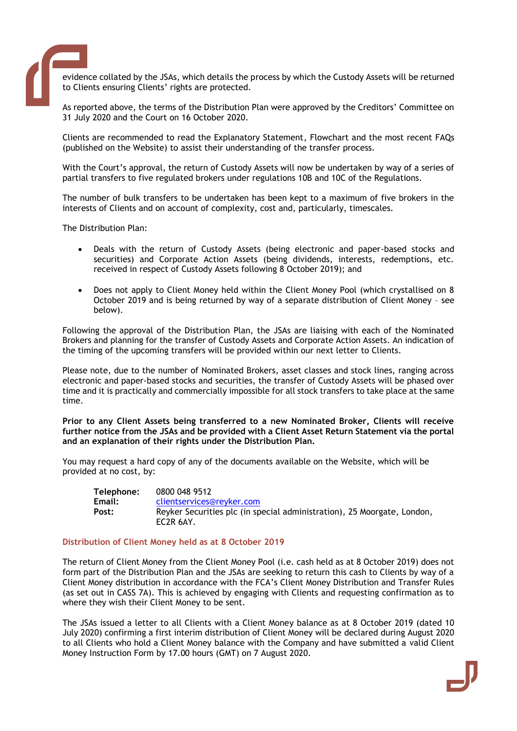evidence collated by the JSAs, which details the process by which the Custody Assets will be returned to Clients ensuring Clients' rights are protected.

As reported above, the terms of the Distribution Plan were approved by the Creditors' Committee on 31 July 2020 and the Court on 16 October 2020.

Clients are recommended to read the Explanatory Statement, Flowchart and the most recent FAQs (published on the Website) to assist their understanding of the transfer process.

With the Court's approval, the return of Custody Assets will now be undertaken by way of a series of partial transfers to five regulated brokers under regulations 10B and 10C of the Regulations.

The number of bulk transfers to be undertaken has been kept to a maximum of five brokers in the interests of Clients and on account of complexity, cost and, particularly, timescales.

The Distribution Plan:

- Deals with the return of Custody Assets (being electronic and paper-based stocks and securities) and Corporate Action Assets (being dividends, interests, redemptions, etc. received in respect of Custody Assets following 8 October 2019); and
- Does not apply to Client Money held within the Client Money Pool (which crystallised on 8 October 2019 and is being returned by way of a separate distribution of Client Money – see below).

Following the approval of the Distribution Plan, the JSAs are liaising with each of the Nominated Brokers and planning for the transfer of Custody Assets and Corporate Action Assets. An indication of the timing of the upcoming transfers will be provided within our next letter to Clients.

Please note, due to the number of Nominated Brokers, asset classes and stock lines, ranging across electronic and paper-based stocks and securities, the transfer of Custody Assets will be phased over time and it is practically and commercially impossible for all stock transfers to take place at the same time.

**Prior to any Client Assets being transferred to a new Nominated Broker, Clients will receive further notice from the JSAs and be provided with a Client Asset Return Statement via the portal and an explanation of their rights under the Distribution Plan.**

You may request a hard copy of any of the documents available on the Website, which will be provided at no cost, by:

| | |
|---|---|
| **Telephone:** | 0800 048 9512 |
| **Email:** | clientservices@reyker.com |
| **Post:** | Reyker Securities plc (in special administration), 25 Moorgate, London, EC2R 6AY. |

## Distribution of Client Money held as at 8 October 2019

The return of Client Money from the Client Money Pool (i.e. cash held as at 8 October 2019) does not form part of the Distribution Plan and the JSAs are seeking to return this cash to Clients by way of a Client Money distribution in accordance with the FCA's Client Money Distribution and Transfer Rules (as set out in CASS 7A). This is achieved by engaging with Clients and requesting confirmation as to where they wish their Client Money to be sent.

The JSAs issued a letter to all Clients with a Client Money balance as at 8 October 2019 (dated 10 July 2020) confirming a first interim distribution of Client Money will be declared during August 2020 to all Clients who hold a Client Money balance with the Company and have submitted a valid Client Money Instruction Form by 17.00 hours (GMT) on 7 August 2020.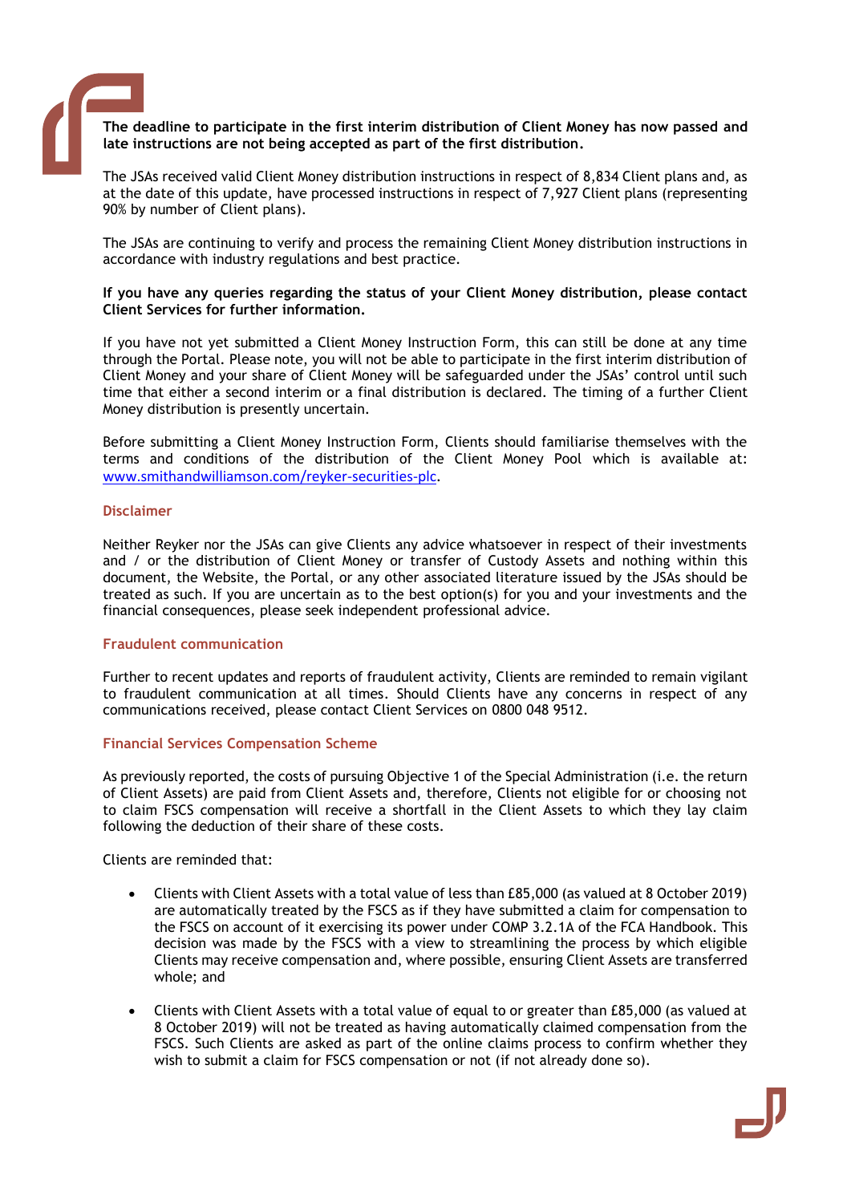**The deadline to participate in the first interim distribution of Client Money has now passed and late instructions are not being accepted as part of the first distribution.**

The JSAs received valid Client Money distribution instructions in respect of 8,834 Client plans and, as at the date of this update, have processed instructions in respect of 7,927 Client plans (representing 90% by number of Client plans).

The JSAs are continuing to verify and process the remaining Client Money distribution instructions in accordance with industry regulations and best practice.

**If you have any queries regarding the status of your Client Money distribution, please contact Client Services for further information.**

If you have not yet submitted a Client Money Instruction Form, this can still be done at any time through the Portal. Please note, you will not be able to participate in the first interim distribution of Client Money and your share of Client Money will be safeguarded under the JSAs' control until such time that either a second interim or a final distribution is declared. The timing of a further Client Money distribution is presently uncertain.

Before submitting a Client Money Instruction Form, Clients should familiarise themselves with the terms and conditions of the distribution of the Client Money Pool which is available at: [www.smithandwilliamson.com/reyker-securities-plc](http://www.smithandwilliamson.com/reyker-securities-plc).

## Disclaimer

Neither Reyker nor the JSAs can give Clients any advice whatsoever in respect of their investments and / or the distribution of Client Money or transfer of Custody Assets and nothing within this document, the Website, the Portal, or any other associated literature issued by the JSAs should be treated as such. If you are uncertain as to the best option(s) for you and your investments and the financial consequences, please seek independent professional advice.

## Fraudulent communication

Further to recent updates and reports of fraudulent activity, Clients are reminded to remain vigilant to fraudulent communication at all times. Should Clients have any concerns in respect of any communications received, please contact Client Services on 0800 048 9512.

## Financial Services Compensation Scheme

As previously reported, the costs of pursuing Objective 1 of the Special Administration (i.e. the return of Client Assets) are paid from Client Assets and, therefore, Clients not eligible for or choosing not to claim FSCS compensation will receive a shortfall in the Client Assets to which they lay claim following the deduction of their share of these costs.

Clients are reminded that:

- Clients with Client Assets with a total value of less than £85,000 (as valued at 8 October 2019) are automatically treated by the FSCS as if they have submitted a claim for compensation to the FSCS on account of it exercising its power under COMP 3.2.1A of the FCA Handbook. This decision was made by the FSCS with a view to streamlining the process by which eligible Clients may receive compensation and, where possible, ensuring Client Assets are transferred whole; and

- Clients with Client Assets with a total value of equal to or greater than £85,000 (as valued at 8 October 2019) will not be treated as having automatically claimed compensation from the FSCS. Such Clients are asked as part of the online claims process to confirm whether they wish to submit a claim for FSCS compensation or not (if not already done so).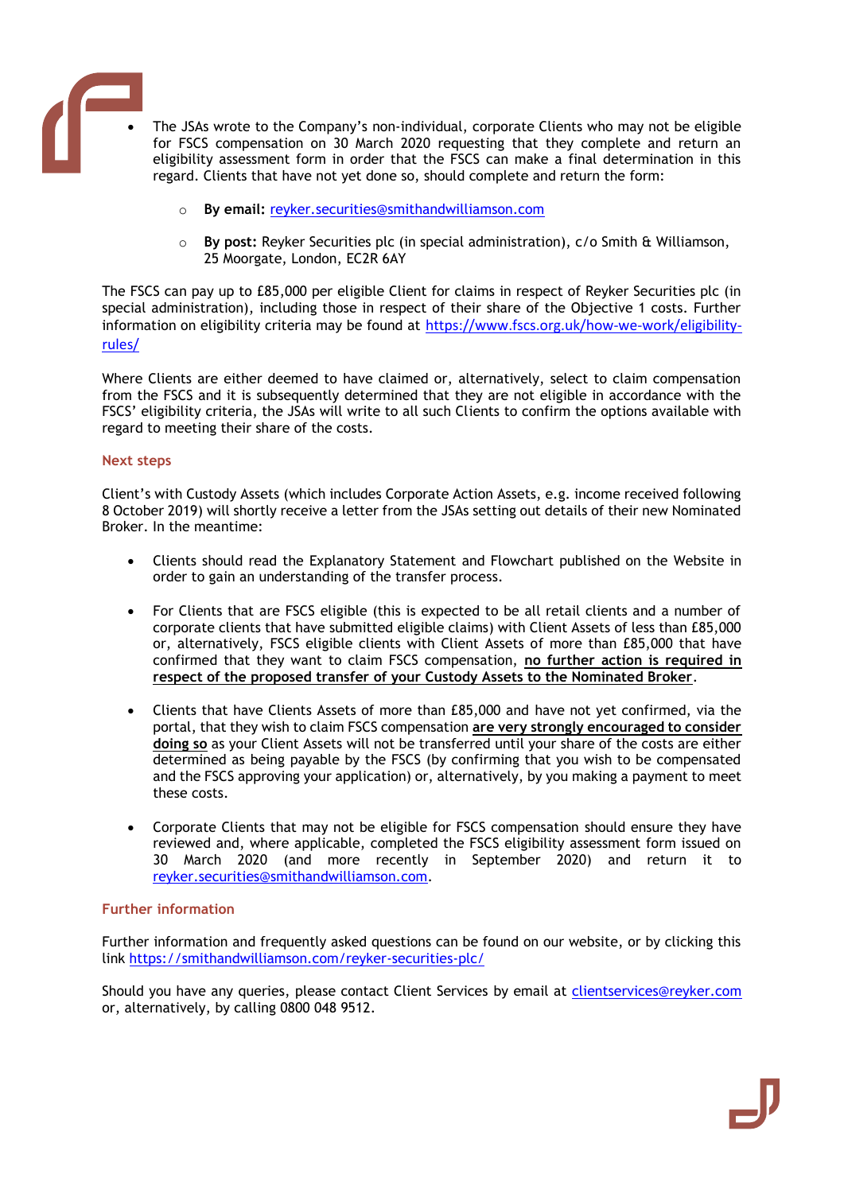- The JSAs wrote to the Company's non-individual, corporate Clients who may not be eligible for FSCS compensation on 30 March 2020 requesting that they complete and return an eligibility assessment form in order that the FSCS can make a final determination in this regard. Clients that have not yet done so, should complete and return the form:

    - **By email:** reyker.securities@smithandwilliamson.com

    - **By post:** Reyker Securities plc (in special administration), c/o Smith & Williamson, 25 Moorgate, London, EC2R 6AY

The FSCS can pay up to £85,000 per eligible Client for claims in respect of Reyker Securities plc (in special administration), including those in respect of their share of the Objective 1 costs. Further information on eligibility criteria may be found at https://www.fscs.org.uk/how-we-work/eligibility-rules/

Where Clients are either deemed to have claimed or, alternatively, select to claim compensation from the FSCS and it is subsequently determined that they are not eligible in accordance with the FSCS' eligibility criteria, the JSAs will write to all such Clients to confirm the options available with regard to meeting their share of the costs.

## Next steps

Client's with Custody Assets (which includes Corporate Action Assets, e.g. income received following 8 October 2019) will shortly receive a letter from the JSAs setting out details of their new Nominated Broker. In the meantime:

- Clients should read the Explanatory Statement and Flowchart published on the Website in order to gain an understanding of the transfer process.

- For Clients that are FSCS eligible (this is expected to be all retail clients and a number of corporate clients that have submitted eligible claims) with Client Assets of less than £85,000 or, alternatively, FSCS eligible clients with Client Assets of more than £85,000 that have confirmed that they want to claim FSCS compensation, **no further action is required in respect of the proposed transfer of your Custody Assets to the Nominated Broker**.

- Clients that have Clients Assets of more than £85,000 and have not yet confirmed, via the portal, that they wish to claim FSCS compensation **are very strongly encouraged to consider doing so** as your Client Assets will not be transferred until your share of the costs are either determined as being payable by the FSCS (by confirming that you wish to be compensated and the FSCS approving your application) or, alternatively, by you making a payment to meet these costs.

- Corporate Clients that may not be eligible for FSCS compensation should ensure they have reviewed and, where applicable, completed the FSCS eligibility assessment form issued on 30 March 2020 (and more recently in September 2020) and return it to reyker.securities@smithandwilliamson.com.

## Further information

Further information and frequently asked questions can be found on our website, or by clicking this link https://smithandwilliamson.com/reyker-securities-plc/

Should you have any queries, please contact Client Services by email at clientservices@reyker.com or, alternatively, by calling 0800 048 9512.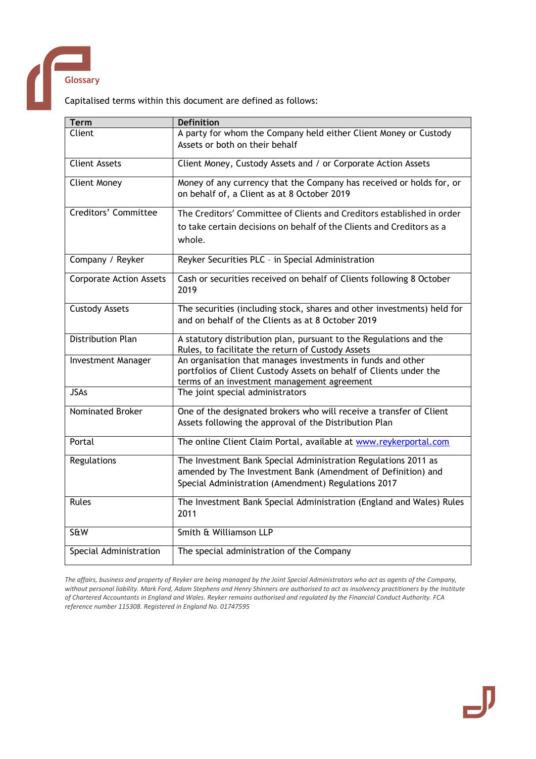## Glossary

Capitalised terms within this document are defined as follows:

| Term | Definition |
|---|---|
| Client | A party for whom the Company held either Client Money or Custody Assets or both on their behalf |
| Client Assets | Client Money, Custody Assets and / or Corporate Action Assets |
| Client Money | Money of any currency that the Company has received or holds for, or on behalf of, a Client as at 8 October 2019 |
| Creditors' Committee | The Creditors' Committee of Clients and Creditors established in order to take certain decisions on behalf of the Clients and Creditors as a whole. |
| Company / Reyker | Reyker Securities PLC - in Special Administration |
| Corporate Action Assets | Cash or securities received on behalf of Clients following 8 October 2019 |
| Custody Assets | The securities (including stock, shares and other investments) held for and on behalf of the Clients as at 8 October 2019 |
| Distribution Plan | A statutory distribution plan, pursuant to the Regulations and the Rules, to facilitate the return of Custody Assets |
| Investment Manager | An organisation that manages investments in funds and other portfolios of Client Custody Assets on behalf of Clients under the terms of an investment management agreement |
| JSAs | The joint special administrators |
| Nominated Broker | One of the designated brokers who will receive a transfer of Client Assets following the approval of the Distribution Plan |
| Portal | The online Client Claim Portal, available at www.reykerportal.com |
| Regulations | The Investment Bank Special Administration Regulations 2011 as amended by The Investment Bank (Amendment of Definition) and Special Administration (Amendment) Regulations 2017 |
| Rules | The Investment Bank Special Administration (England and Wales) Rules 2011 |
| S&W | Smith & Williamson LLP |
| Special Administration | The special administration of the Company |

*The affairs, business and property of Reyker are being managed by the Joint Special Administrators who act as agents of the Company, without personal liability. Mark Ford, Adam Stephens and Henry Shinners are authorised to act as insolvency practitioners by the Institute of Chartered Accountants in England and Wales. Reyker remains authorised and regulated by the Financial Conduct Authority. FCA reference number 115308. Registered in England No. 01747595*